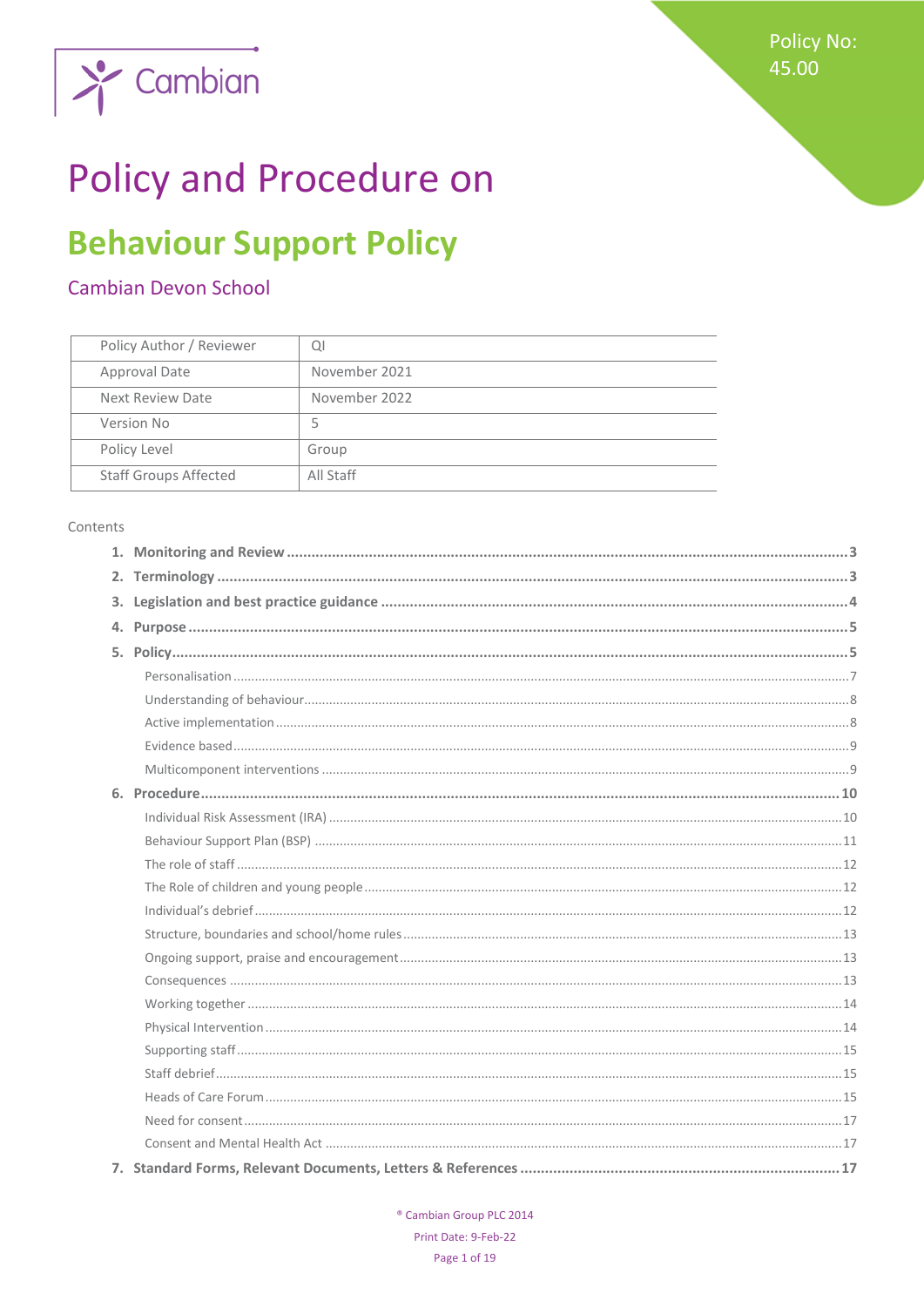Policy No: 45.00

# Policy and Procedure on

## Behaviour Support Policy

### Cambian Devon School

| Policy Author / Reviewer | QI |
|---|---|
| Approval Date | November 2021 |
| Next Review Date | November 2022 |
| Version No | 5 |
| Policy Level | Group |
| Staff Groups Affected | All Staff |

Contents

1. **Monitoring and Review** ..... 3
2. **Terminology** ..... 3
3. **Legislation and best practice guidance** ..... 4
4. **Purpose** ..... 5
5. **Policy** ..... 5
   - Personalisation ..... 7
   - Understanding of behaviour ..... 8
   - Active implementation ..... 8
   - Evidence based ..... 9
   - Multicomponent interventions ..... 9
6. **Procedure** ..... 10
   - Individual Risk Assessment (IRA) ..... 10
   - Behaviour Support Plan (BSP) ..... 11
   - The role of staff ..... 12
   - The Role of children and young people ..... 12
   - Individual's debrief ..... 12
   - Structure, boundaries and school/home rules ..... 13
   - Ongoing support, praise and encouragement ..... 13
   - Consequences ..... 13
   - Working together ..... 14
   - Physical Intervention ..... 14
   - Supporting staff ..... 15
   - Staff debrief ..... 15
   - Heads of Care Forum ..... 15
   - Need for consent ..... 17
   - Consent and Mental Health Act ..... 17
7. **Standard Forms, Relevant Documents, Letters & References** ..... 17

® Cambian Group PLC 2014

Print Date: 9-Feb-22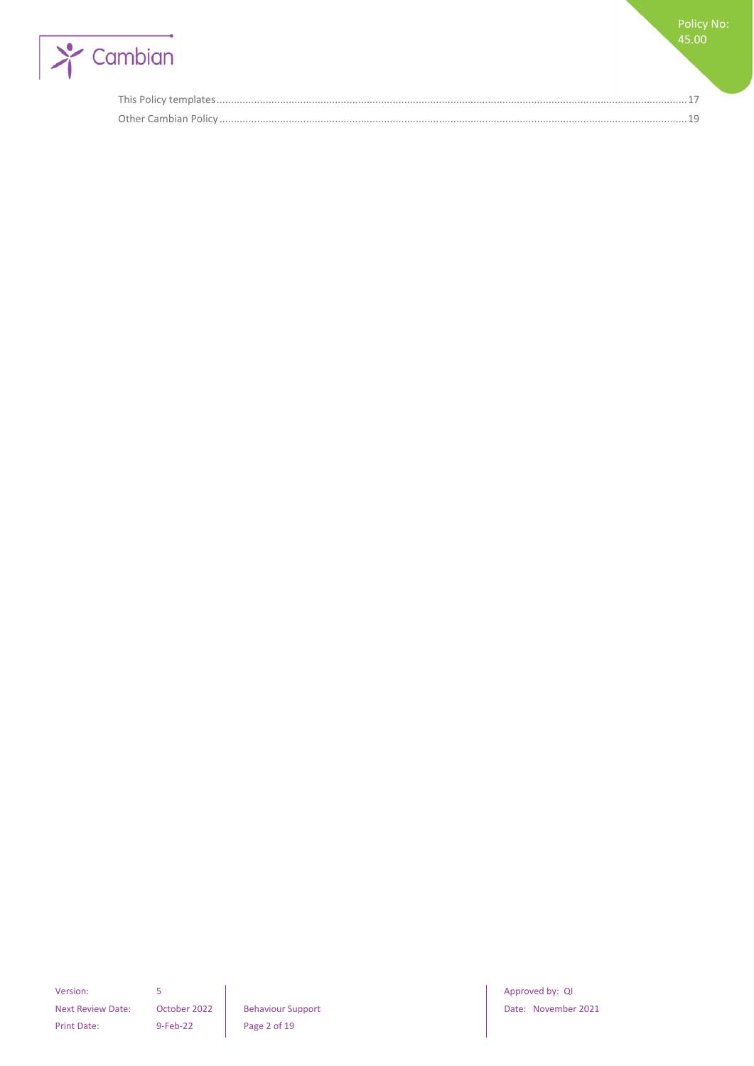This Policy templates.....17

Other Cambian Policy.....19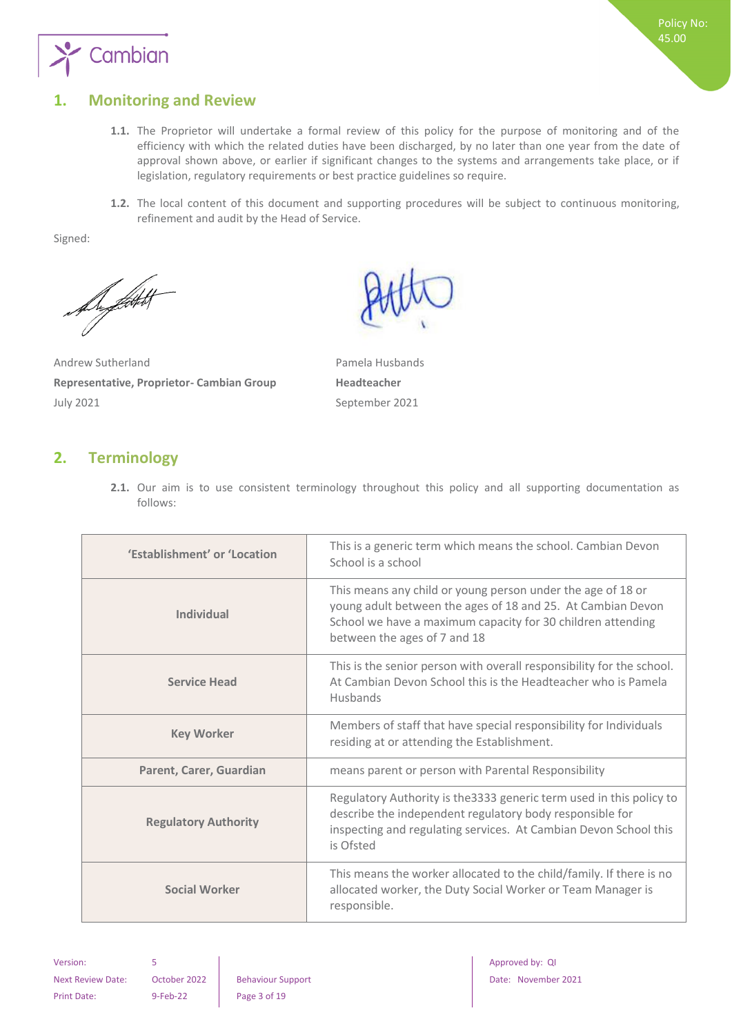## 1. Monitoring and Review

**1.1.** The Proprietor will undertake a formal review of this policy for the purpose of monitoring and of the efficiency with which the related duties have been discharged, by no later than one year from the date of approval shown above, or earlier if significant changes to the systems and arrangements take place, or if legislation, regulatory requirements or best practice guidelines so require.

**1.2.** The local content of this document and supporting procedures will be subject to continuous monitoring, refinement and audit by the Head of Service.

Signed:

Andrew Sutherland
**Representative, Proprietor- Cambian Group**
July 2021

Pamela Husbands
**Headteacher**
September 2021

## 2. Terminology

**2.1.** Our aim is to use consistent terminology throughout this policy and all supporting documentation as follows:

| | |
|---|---|
| **'Establishment' or 'Location** | This is a generic term which means the school. Cambian Devon School is a school |
| **Individual** | This means any child or young person under the age of 18 or young adult between the ages of 18 and 25. At Cambian Devon School we have a maximum capacity for 30 children attending between the ages of 7 and 18 |
| **Service Head** | This is the senior person with overall responsibility for the school. At Cambian Devon School this is the Headteacher who is Pamela Husbands |
| **Key Worker** | Members of staff that have special responsibility for Individuals residing at or attending the Establishment. |
| **Parent, Carer, Guardian** | means parent or person with Parental Responsibility |
| **Regulatory Authority** | Regulatory Authority is the3333 generic term used in this policy to describe the independent regulatory body responsible for inspecting and regulating services. At Cambian Devon School this is Ofsted |
| **Social Worker** | This means the worker allocated to the child/family. If there is no allocated worker, the Duty Social Worker or Team Manager is responsible. |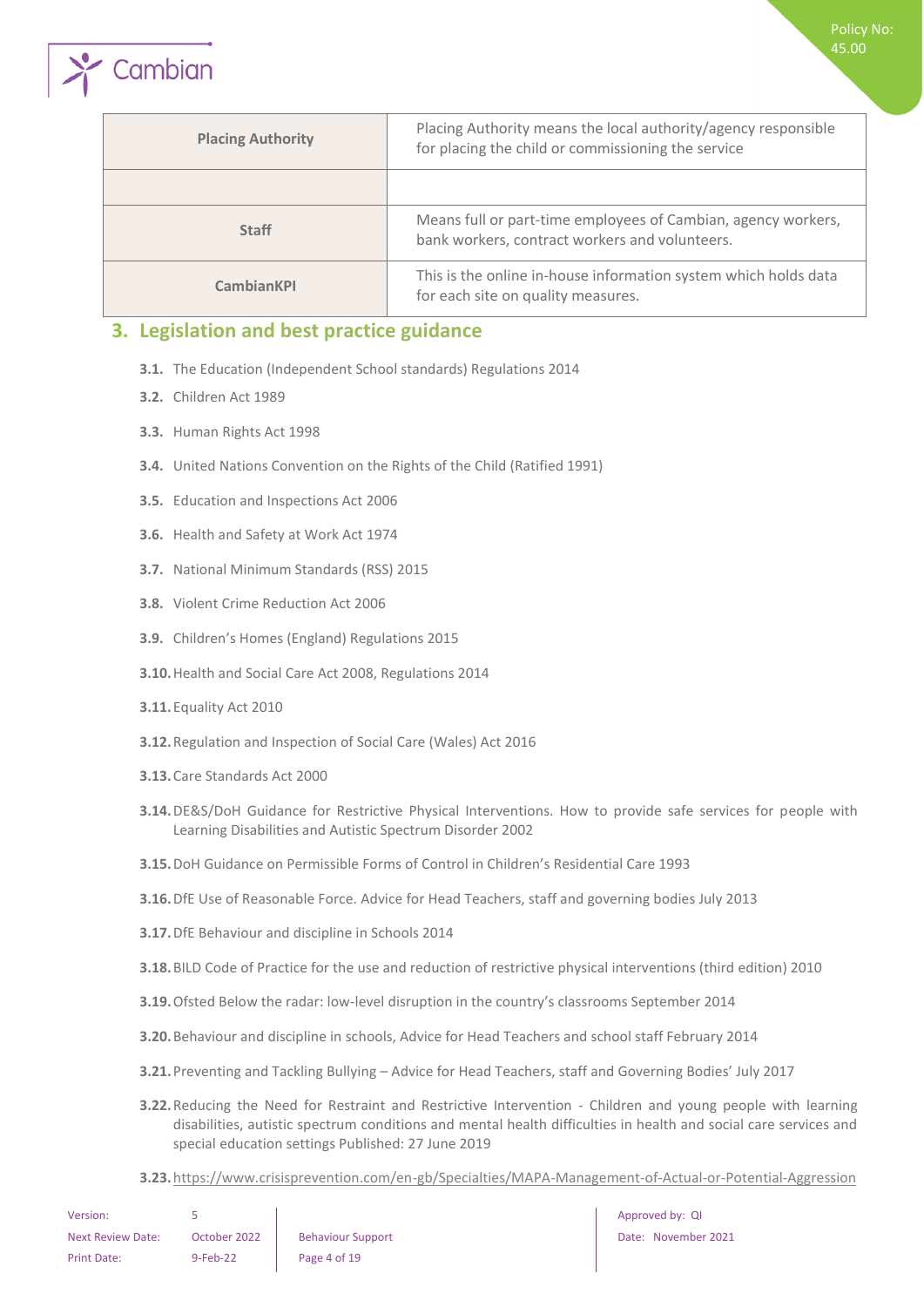| Placing Authority | Placing Authority means the local authority/agency responsible for placing the child or commissioning the service |
|---|---|
| | |
| Staff | Means full or part-time employees of Cambian, agency workers, bank workers, contract workers and volunteers. |
| CambianKPI | This is the online in-house information system which holds data for each site on quality measures. |

## 3. Legislation and best practice guidance

- **3.1.** The Education (Independent School standards) Regulations 2014
- **3.2.** Children Act 1989
- **3.3.** Human Rights Act 1998
- **3.4.** United Nations Convention on the Rights of the Child (Ratified 1991)
- **3.5.** Education and Inspections Act 2006
- **3.6.** Health and Safety at Work Act 1974
- **3.7.** National Minimum Standards (RSS) 2015
- **3.8.** Violent Crime Reduction Act 2006
- **3.9.** Children's Homes (England) Regulations 2015
- **3.10.** Health and Social Care Act 2008, Regulations 2014
- **3.11.** Equality Act 2010
- **3.12.** Regulation and Inspection of Social Care (Wales) Act 2016
- **3.13.** Care Standards Act 2000
- **3.14.** DE&S/DoH Guidance for Restrictive Physical Interventions. How to provide safe services for people with Learning Disabilities and Autistic Spectrum Disorder 2002
- **3.15.** DoH Guidance on Permissible Forms of Control in Children's Residential Care 1993
- **3.16.** DfE Use of Reasonable Force. Advice for Head Teachers, staff and governing bodies July 2013
- **3.17.** DfE Behaviour and discipline in Schools 2014
- **3.18.** BILD Code of Practice for the use and reduction of restrictive physical interventions (third edition) 2010
- **3.19.** Ofsted Below the radar: low-level disruption in the country's classrooms September 2014
- **3.20.** Behaviour and discipline in schools, Advice for Head Teachers and school staff February 2014
- **3.21.** Preventing and Tackling Bullying – Advice for Head Teachers, staff and Governing Bodies' July 2017
- **3.22.** Reducing the Need for Restraint and Restrictive Intervention - Children and young people with learning disabilities, autistic spectrum conditions and mental health difficulties in health and social care services and special education settings Published: 27 June 2019
- **3.23.** https://www.crisisprevention.com/en-gb/Specialties/MAPA-Management-of-Actual-or-Potential-Aggression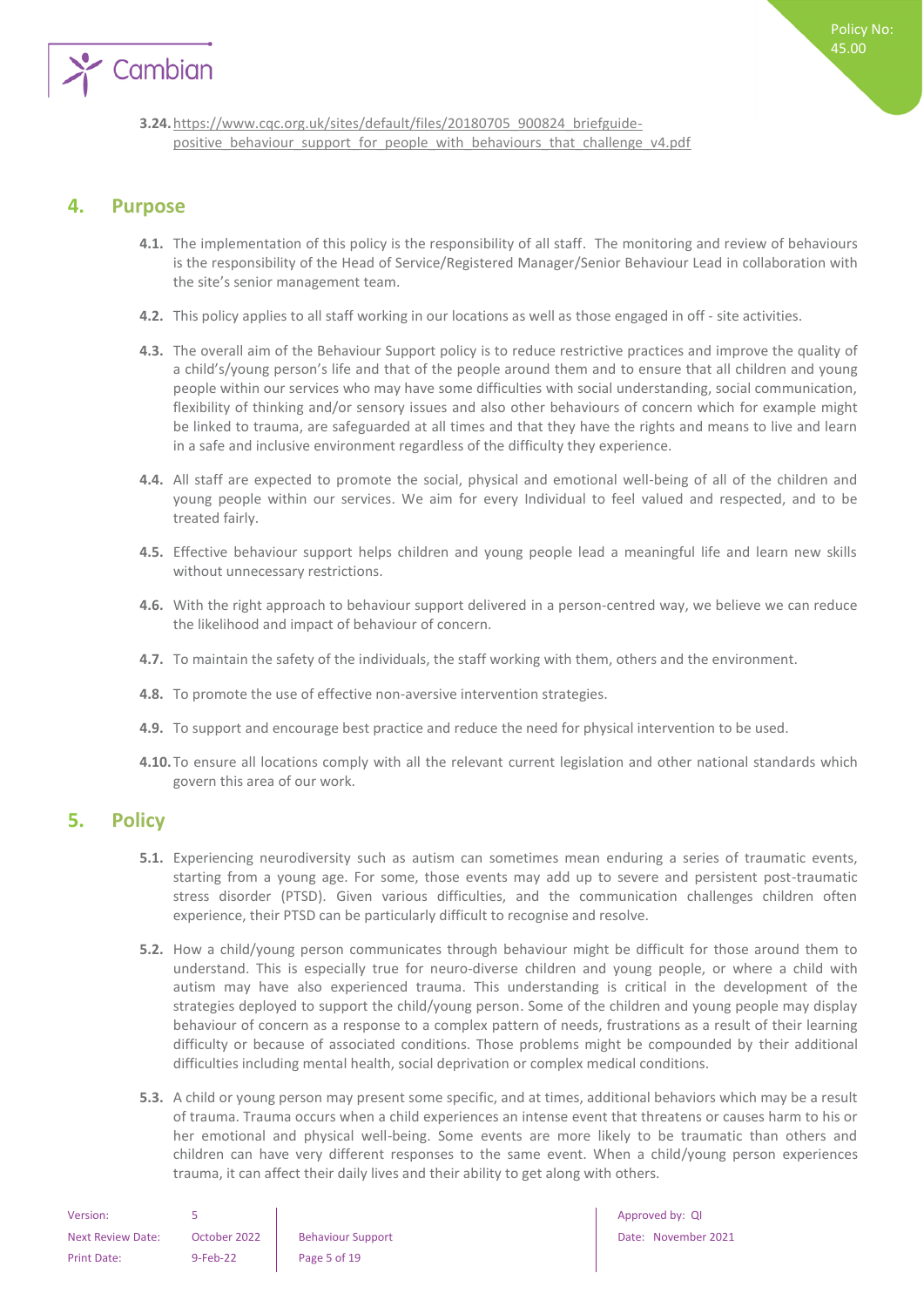3.24. https://www.cqc.org.uk/sites/default/files/20180705_900824_briefguide-positive_behaviour_support_for_people_with_behaviours_that_challenge_v4.pdf

## 4. Purpose

4.1. The implementation of this policy is the responsibility of all staff. The monitoring and review of behaviours is the responsibility of the Head of Service/Registered Manager/Senior Behaviour Lead in collaboration with the site's senior management team.

4.2. This policy applies to all staff working in our locations as well as those engaged in off - site activities.

4.3. The overall aim of the Behaviour Support policy is to reduce restrictive practices and improve the quality of a child's/young person's life and that of the people around them and to ensure that all children and young people within our services who may have some difficulties with social understanding, social communication, flexibility of thinking and/or sensory issues and also other behaviours of concern which for example might be linked to trauma, are safeguarded at all times and that they have the rights and means to live and learn in a safe and inclusive environment regardless of the difficulty they experience.

4.4. All staff are expected to promote the social, physical and emotional well-being of all of the children and young people within our services. We aim for every Individual to feel valued and respected, and to be treated fairly.

4.5. Effective behaviour support helps children and young people lead a meaningful life and learn new skills without unnecessary restrictions.

4.6. With the right approach to behaviour support delivered in a person-centred way, we believe we can reduce the likelihood and impact of behaviour of concern.

4.7. To maintain the safety of the individuals, the staff working with them, others and the environment.

4.8. To promote the use of effective non-aversive intervention strategies.

4.9. To support and encourage best practice and reduce the need for physical intervention to be used.

4.10. To ensure all locations comply with all the relevant current legislation and other national standards which govern this area of our work.

## 5. Policy

5.1. Experiencing neurodiversity such as autism can sometimes mean enduring a series of traumatic events, starting from a young age. For some, those events may add up to severe and persistent post-traumatic stress disorder (PTSD). Given various difficulties, and the communication challenges children often experience, their PTSD can be particularly difficult to recognise and resolve.

5.2. How a child/young person communicates through behaviour might be difficult for those around them to understand. This is especially true for neuro-diverse children and young people, or where a child with autism may have also experienced trauma. This understanding is critical in the development of the strategies deployed to support the child/young person. Some of the children and young people may display behaviour of concern as a response to a complex pattern of needs, frustrations as a result of their learning difficulty or because of associated conditions. Those problems might be compounded by their additional difficulties including mental health, social deprivation or complex medical conditions.

5.3. A child or young person may present some specific, and at times, additional behaviors which may be a result of trauma. Trauma occurs when a child experiences an intense event that threatens or causes harm to his or her emotional and physical well-being. Some events are more likely to be traumatic than others and children can have very different responses to the same event. When a child/young person experiences trauma, it can affect their daily lives and their ability to get along with others.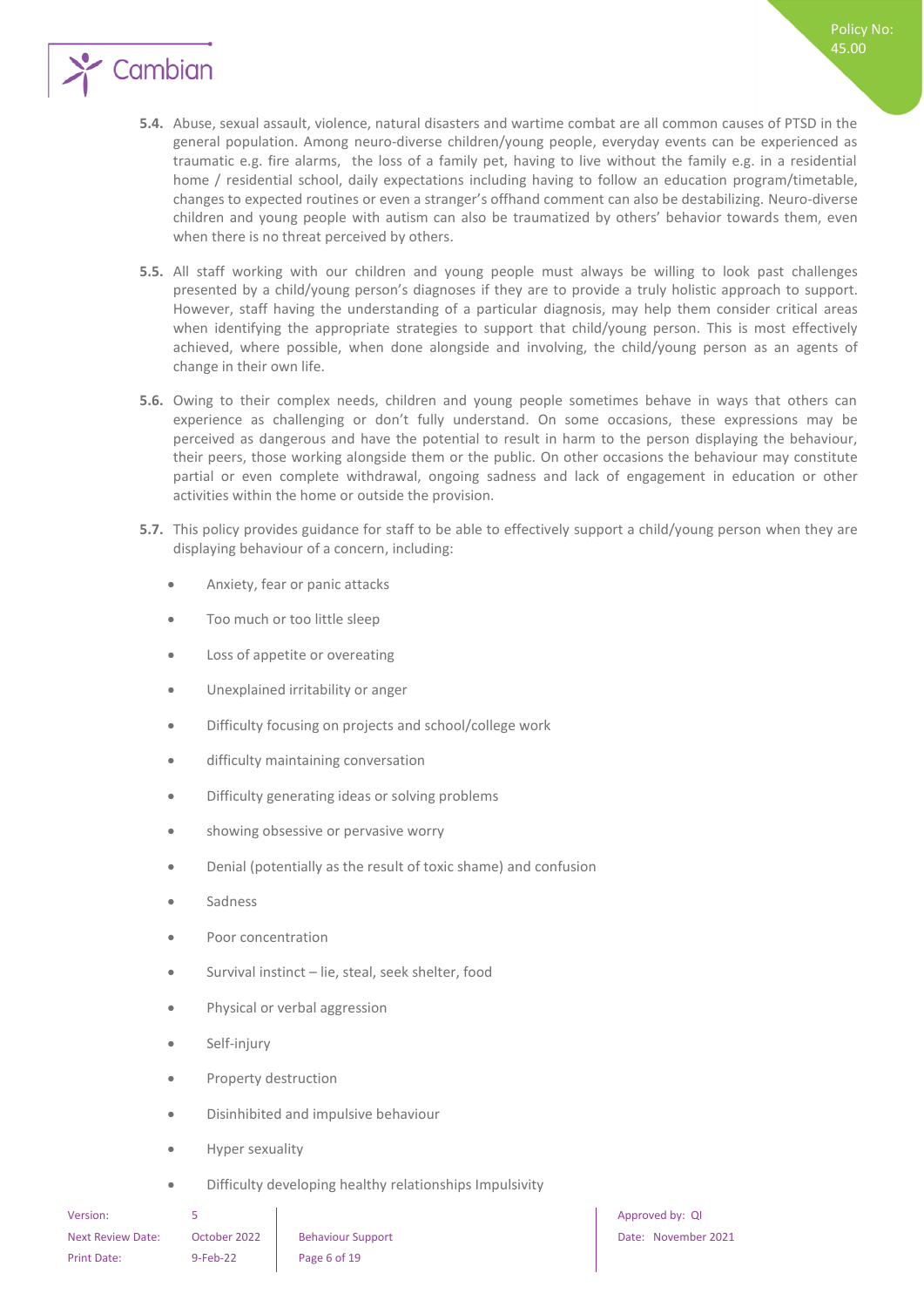**5.4.** Abuse, sexual assault, violence, natural disasters and wartime combat are all common causes of PTSD in the general population. Among neuro-diverse children/young people, everyday events can be experienced as traumatic e.g. fire alarms, the loss of a family pet, having to live without the family e.g. in a residential home / residential school, daily expectations including having to follow an education program/timetable, changes to expected routines or even a stranger's offhand comment can also be destabilizing. Neuro-diverse children and young people with autism can also be traumatized by others' behavior towards them, even when there is no threat perceived by others.

**5.5.** All staff working with our children and young people must always be willing to look past challenges presented by a child/young person's diagnoses if they are to provide a truly holistic approach to support. However, staff having the understanding of a particular diagnosis, may help them consider critical areas when identifying the appropriate strategies to support that child/young person. This is most effectively achieved, where possible, when done alongside and involving, the child/young person as an agents of change in their own life.

**5.6.** Owing to their complex needs, children and young people sometimes behave in ways that others can experience as challenging or don't fully understand. On some occasions, these expressions may be perceived as dangerous and have the potential to result in harm to the person displaying the behaviour, their peers, those working alongside them or the public. On other occasions the behaviour may constitute partial or even complete withdrawal, ongoing sadness and lack of engagement in education or other activities within the home or outside the provision.

**5.7.** This policy provides guidance for staff to be able to effectively support a child/young person when they are displaying behaviour of a concern, including:

- Anxiety, fear or panic attacks
- Too much or too little sleep
- Loss of appetite or overeating
- Unexplained irritability or anger
- Difficulty focusing on projects and school/college work
- difficulty maintaining conversation
- Difficulty generating ideas or solving problems
- showing obsessive or pervasive worry
- Denial (potentially as the result of toxic shame) and confusion
- Sadness
- Poor concentration
- Survival instinct – lie, steal, seek shelter, food
- Physical or verbal aggression
- Self-injury
- Property destruction
- Disinhibited and impulsive behaviour
- Hyper sexuality
- Difficulty developing healthy relationships Impulsivity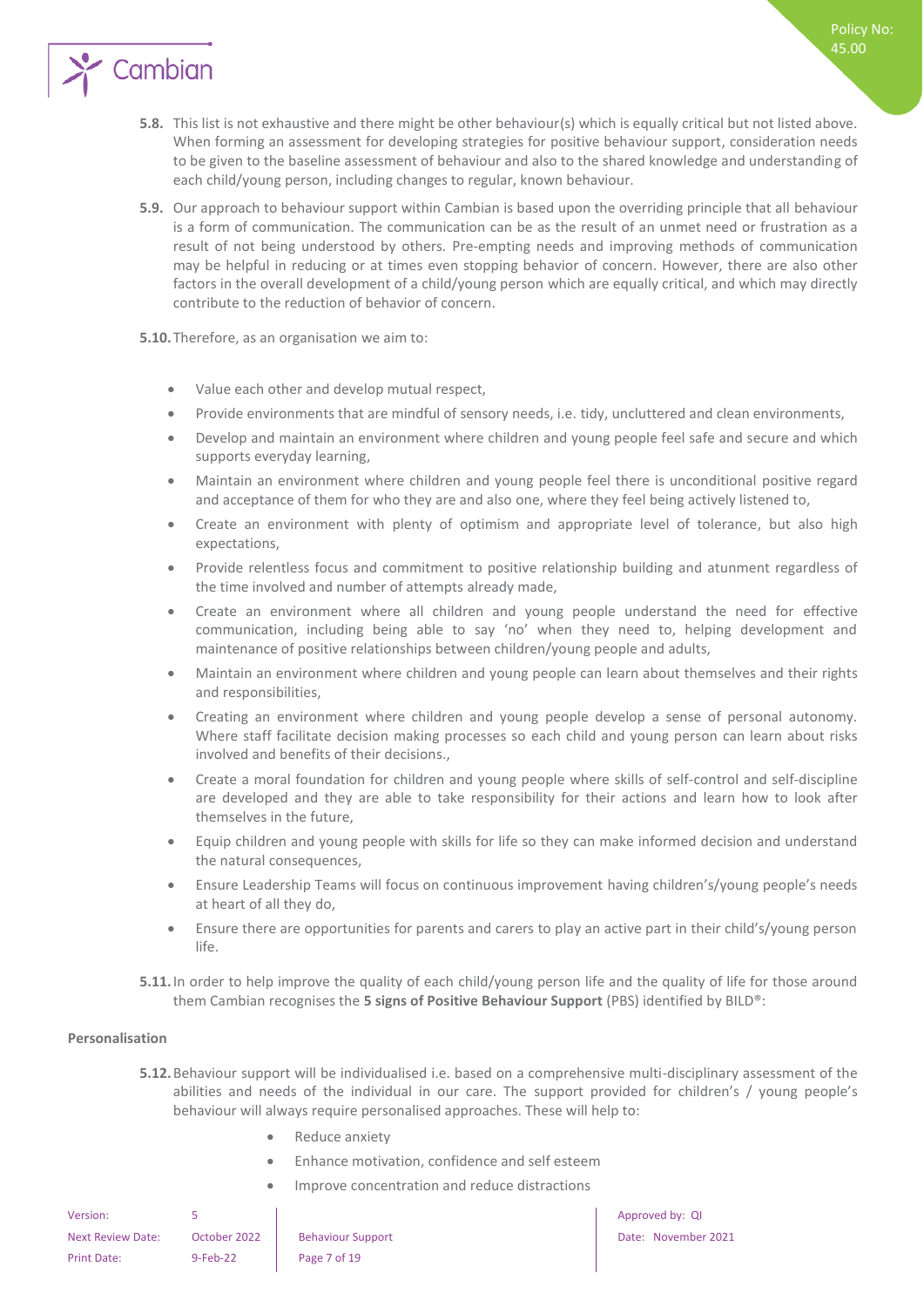**5.8.** This list is not exhaustive and there might be other behaviour(s) which is equally critical but not listed above. When forming an assessment for developing strategies for positive behaviour support, consideration needs to be given to the baseline assessment of behaviour and also to the shared knowledge and understanding of each child/young person, including changes to regular, known behaviour.

**5.9.** Our approach to behaviour support within Cambian is based upon the overriding principle that all behaviour is a form of communication. The communication can be as the result of an unmet need or frustration as a result of not being understood by others. Pre-empting needs and improving methods of communication may be helpful in reducing or at times even stopping behavior of concern. However, there are also other factors in the overall development of a child/young person which are equally critical, and which may directly contribute to the reduction of behavior of concern.

**5.10.** Therefore, as an organisation we aim to:

- Value each other and develop mutual respect,
- Provide environments that are mindful of sensory needs, i.e. tidy, uncluttered and clean environments,
- Develop and maintain an environment where children and young people feel safe and secure and which supports everyday learning,
- Maintain an environment where children and young people feel there is unconditional positive regard and acceptance of them for who they are and also one, where they feel being actively listened to,
- Create an environment with plenty of optimism and appropriate level of tolerance, but also high expectations,
- Provide relentless focus and commitment to positive relationship building and atunment regardless of the time involved and number of attempts already made,
- Create an environment where all children and young people understand the need for effective communication, including being able to say 'no' when they need to, helping development and maintenance of positive relationships between children/young people and adults,
- Maintain an environment where children and young people can learn about themselves and their rights and responsibilities,
- Creating an environment where children and young people develop a sense of personal autonomy. Where staff facilitate decision making processes so each child and young person can learn about risks involved and benefits of their decisions.,
- Create a moral foundation for children and young people where skills of self-control and self-discipline are developed and they are able to take responsibility for their actions and learn how to look after themselves in the future,
- Equip children and young people with skills for life so they can make informed decision and understand the natural consequences,
- Ensure Leadership Teams will focus on continuous improvement having children's/young people's needs at heart of all they do,
- Ensure there are opportunities for parents and carers to play an active part in their child's/young person life.

**5.11.** In order to help improve the quality of each child/young person life and the quality of life for those around them Cambian recognises the **5 signs of Positive Behaviour Support** (PBS) identified by BILD®:

**Personalisation**

**5.12.** Behaviour support will be individualised i.e. based on a comprehensive multi-disciplinary assessment of the abilities and needs of the individual in our care. The support provided for children's / young people's behaviour will always require personalised approaches. These will help to:

- Reduce anxiety
- Enhance motivation, confidence and self esteem
- Improve concentration and reduce distractions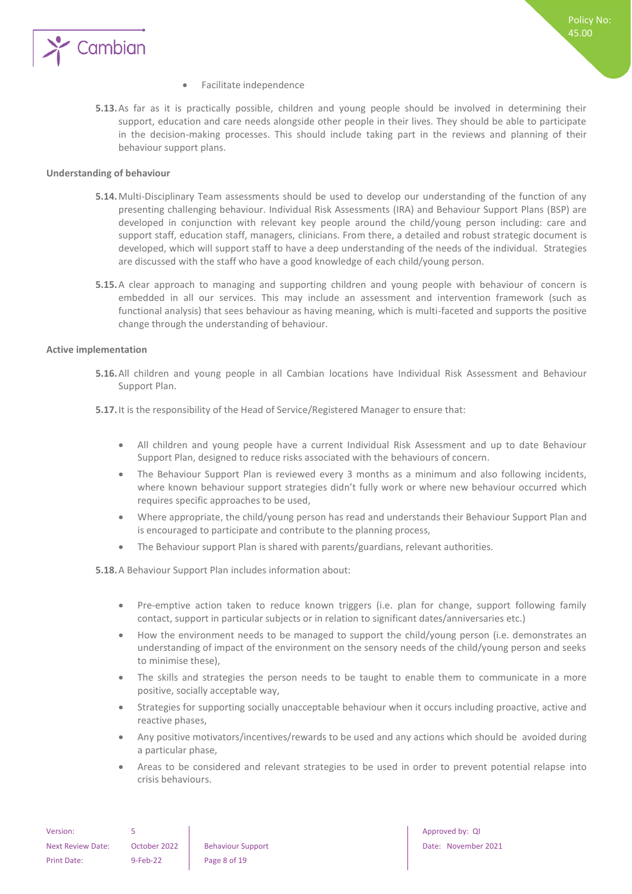- Facilitate independence

**5.13.** As far as it is practically possible, children and young people should be involved in determining their support, education and care needs alongside other people in their lives. They should be able to participate in the decision-making processes. This should include taking part in the reviews and planning of their behaviour support plans.

**Understanding of behaviour**

**5.14.** Multi-Disciplinary Team assessments should be used to develop our understanding of the function of any presenting challenging behaviour. Individual Risk Assessments (IRA) and Behaviour Support Plans (BSP) are developed in conjunction with relevant key people around the child/young person including: care and support staff, education staff, managers, clinicians. From there, a detailed and robust strategic document is developed, which will support staff to have a deep understanding of the needs of the individual. Strategies are discussed with the staff who have a good knowledge of each child/young person.

**5.15.** A clear approach to managing and supporting children and young people with behaviour of concern is embedded in all our services. This may include an assessment and intervention framework (such as functional analysis) that sees behaviour as having meaning, which is multi-faceted and supports the positive change through the understanding of behaviour.

**Active implementation**

**5.16.** All children and young people in all Cambian locations have Individual Risk Assessment and Behaviour Support Plan.

**5.17.** It is the responsibility of the Head of Service/Registered Manager to ensure that:

- All children and young people have a current Individual Risk Assessment and up to date Behaviour Support Plan, designed to reduce risks associated with the behaviours of concern.
- The Behaviour Support Plan is reviewed every 3 months as a minimum and also following incidents, where known behaviour support strategies didn't fully work or where new behaviour occurred which requires specific approaches to be used,
- Where appropriate, the child/young person has read and understands their Behaviour Support Plan and is encouraged to participate and contribute to the planning process,
- The Behaviour support Plan is shared with parents/guardians, relevant authorities.

**5.18.** A Behaviour Support Plan includes information about:

- Pre-emptive action taken to reduce known triggers (i.e. plan for change, support following family contact, support in particular subjects or in relation to significant dates/anniversaries etc.)
- How the environment needs to be managed to support the child/young person (i.e. demonstrates an understanding of impact of the environment on the sensory needs of the child/young person and seeks to minimise these),
- The skills and strategies the person needs to be taught to enable them to communicate in a more positive, socially acceptable way,
- Strategies for supporting socially unacceptable behaviour when it occurs including proactive, active and reactive phases,
- Any positive motivators/incentives/rewards to be used and any actions which should be avoided during a particular phase,
- Areas to be considered and relevant strategies to be used in order to prevent potential relapse into crisis behaviours.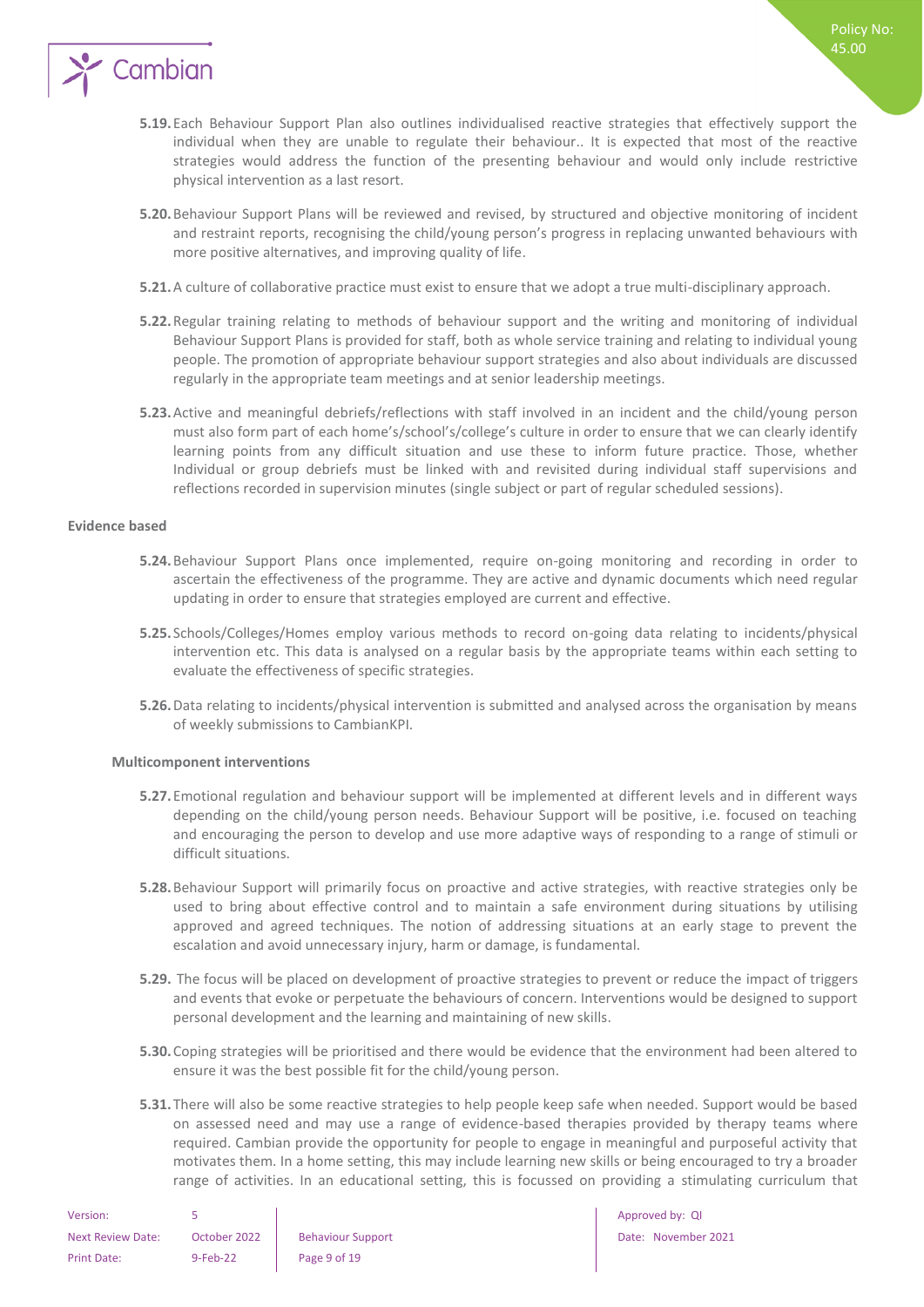**5.19.** Each Behaviour Support Plan also outlines individualised reactive strategies that effectively support the individual when they are unable to regulate their behaviour.. It is expected that most of the reactive strategies would address the function of the presenting behaviour and would only include restrictive physical intervention as a last resort.

**5.20.** Behaviour Support Plans will be reviewed and revised, by structured and objective monitoring of incident and restraint reports, recognising the child/young person's progress in replacing unwanted behaviours with more positive alternatives, and improving quality of life.

**5.21.** A culture of collaborative practice must exist to ensure that we adopt a true multi-disciplinary approach.

**5.22.** Regular training relating to methods of behaviour support and the writing and monitoring of individual Behaviour Support Plans is provided for staff, both as whole service training and relating to individual young people. The promotion of appropriate behaviour support strategies and also about individuals are discussed regularly in the appropriate team meetings and at senior leadership meetings.

**5.23.** Active and meaningful debriefs/reflections with staff involved in an incident and the child/young person must also form part of each home's/school's/college's culture in order to ensure that we can clearly identify learning points from any difficult situation and use these to inform future practice. Those, whether Individual or group debriefs must be linked with and revisited during individual staff supervisions and reflections recorded in supervision minutes (single subject or part of regular scheduled sessions).

**Evidence based**

**5.24.** Behaviour Support Plans once implemented, require on-going monitoring and recording in order to ascertain the effectiveness of the programme. They are active and dynamic documents which need regular updating in order to ensure that strategies employed are current and effective.

**5.25.** Schools/Colleges/Homes employ various methods to record on-going data relating to incidents/physical intervention etc. This data is analysed on a regular basis by the appropriate teams within each setting to evaluate the effectiveness of specific strategies.

**5.26.** Data relating to incidents/physical intervention is submitted and analysed across the organisation by means of weekly submissions to CambianKPI.

**Multicomponent interventions**

**5.27.** Emotional regulation and behaviour support will be implemented at different levels and in different ways depending on the child/young person needs. Behaviour Support will be positive, i.e. focused on teaching and encouraging the person to develop and use more adaptive ways of responding to a range of stimuli or difficult situations.

**5.28.** Behaviour Support will primarily focus on proactive and active strategies, with reactive strategies only be used to bring about effective control and to maintain a safe environment during situations by utilising approved and agreed techniques. The notion of addressing situations at an early stage to prevent the escalation and avoid unnecessary injury, harm or damage, is fundamental.

**5.29.** The focus will be placed on development of proactive strategies to prevent or reduce the impact of triggers and events that evoke or perpetuate the behaviours of concern. Interventions would be designed to support personal development and the learning and maintaining of new skills.

**5.30.** Coping strategies will be prioritised and there would be evidence that the environment had been altered to ensure it was the best possible fit for the child/young person.

**5.31.** There will also be some reactive strategies to help people keep safe when needed. Support would be based on assessed need and may use a range of evidence-based therapies provided by therapy teams where required. Cambian provide the opportunity for people to engage in meaningful and purposeful activity that motivates them. In a home setting, this may include learning new skills or being encouraged to try a broader range of activities. In an educational setting, this is focussed on providing a stimulating curriculum that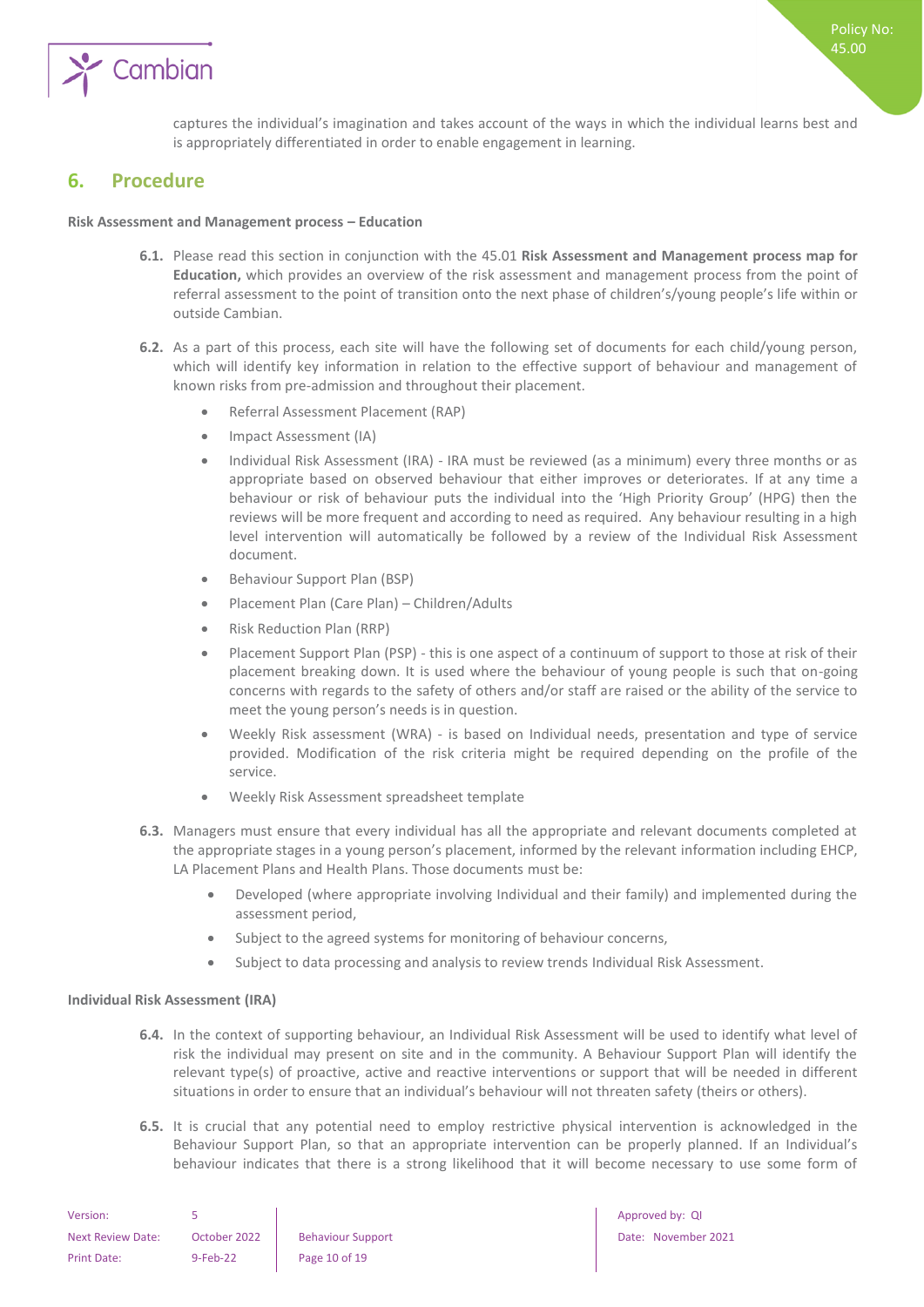captures the individual's imagination and takes account of the ways in which the individual learns best and is appropriately differentiated in order to enable engagement in learning.

## 6. Procedure

**Risk Assessment and Management process – Education**

**6.1.** Please read this section in conjunction with the 45.01 **Risk Assessment and Management process map for Education,** which provides an overview of the risk assessment and management process from the point of referral assessment to the point of transition onto the next phase of children's/young people's life within or outside Cambian.

**6.2.** As a part of this process, each site will have the following set of documents for each child/young person, which will identify key information in relation to the effective support of behaviour and management of known risks from pre-admission and throughout their placement.

- Referral Assessment Placement (RAP)
- Impact Assessment (IA)
- Individual Risk Assessment (IRA) - IRA must be reviewed (as a minimum) every three months or as appropriate based on observed behaviour that either improves or deteriorates. If at any time a behaviour or risk of behaviour puts the individual into the 'High Priority Group' (HPG) then the reviews will be more frequent and according to need as required. Any behaviour resulting in a high level intervention will automatically be followed by a review of the Individual Risk Assessment document.
- Behaviour Support Plan (BSP)
- Placement Plan (Care Plan) – Children/Adults
- Risk Reduction Plan (RRP)
- Placement Support Plan (PSP) - this is one aspect of a continuum of support to those at risk of their placement breaking down. It is used where the behaviour of young people is such that on-going concerns with regards to the safety of others and/or staff are raised or the ability of the service to meet the young person's needs is in question.
- Weekly Risk assessment (WRA) - is based on Individual needs, presentation and type of service provided. Modification of the risk criteria might be required depending on the profile of the service.
- Weekly Risk Assessment spreadsheet template

**6.3.** Managers must ensure that every individual has all the appropriate and relevant documents completed at the appropriate stages in a young person's placement, informed by the relevant information including EHCP, LA Placement Plans and Health Plans. Those documents must be:

- Developed (where appropriate involving Individual and their family) and implemented during the assessment period,
- Subject to the agreed systems for monitoring of behaviour concerns,
- Subject to data processing and analysis to review trends Individual Risk Assessment.

**Individual Risk Assessment (IRA)**

**6.4.** In the context of supporting behaviour, an Individual Risk Assessment will be used to identify what level of risk the individual may present on site and in the community. A Behaviour Support Plan will identify the relevant type(s) of proactive, active and reactive interventions or support that will be needed in different situations in order to ensure that an individual's behaviour will not threaten safety (theirs or others).

**6.5.** It is crucial that any potential need to employ restrictive physical intervention is acknowledged in the Behaviour Support Plan, so that an appropriate intervention can be properly planned. If an Individual's behaviour indicates that there is a strong likelihood that it will become necessary to use some form of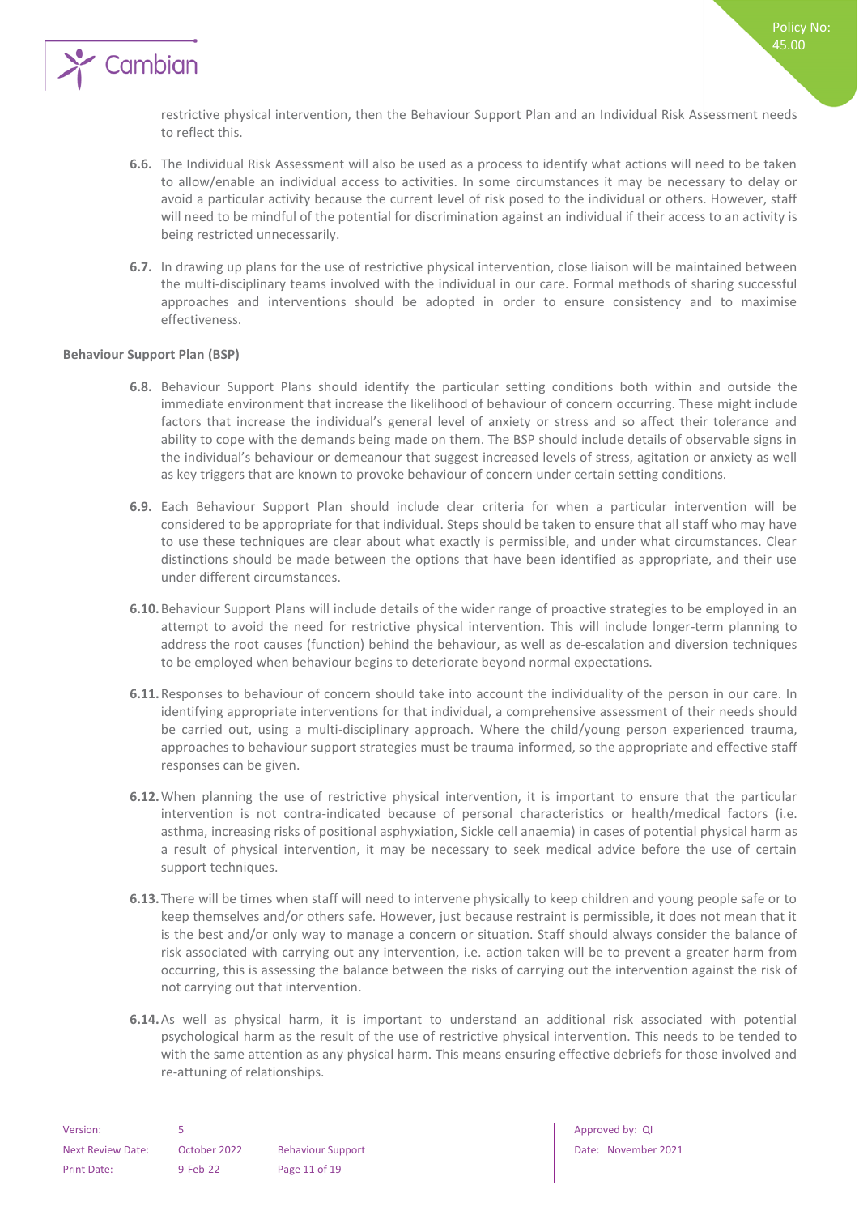restrictive physical intervention, then the Behaviour Support Plan and an Individual Risk Assessment needs to reflect this.

**6.6.** The Individual Risk Assessment will also be used as a process to identify what actions will need to be taken to allow/enable an individual access to activities. In some circumstances it may be necessary to delay or avoid a particular activity because the current level of risk posed to the individual or others. However, staff will need to be mindful of the potential for discrimination against an individual if their access to an activity is being restricted unnecessarily.

**6.7.** In drawing up plans for the use of restrictive physical intervention, close liaison will be maintained between the multi-disciplinary teams involved with the individual in our care. Formal methods of sharing successful approaches and interventions should be adopted in order to ensure consistency and to maximise effectiveness.

**Behaviour Support Plan (BSP)**

**6.8.** Behaviour Support Plans should identify the particular setting conditions both within and outside the immediate environment that increase the likelihood of behaviour of concern occurring. These might include factors that increase the individual's general level of anxiety or stress and so affect their tolerance and ability to cope with the demands being made on them. The BSP should include details of observable signs in the individual's behaviour or demeanour that suggest increased levels of stress, agitation or anxiety as well as key triggers that are known to provoke behaviour of concern under certain setting conditions.

**6.9.** Each Behaviour Support Plan should include clear criteria for when a particular intervention will be considered to be appropriate for that individual. Steps should be taken to ensure that all staff who may have to use these techniques are clear about what exactly is permissible, and under what circumstances. Clear distinctions should be made between the options that have been identified as appropriate, and their use under different circumstances.

**6.10.** Behaviour Support Plans will include details of the wider range of proactive strategies to be employed in an attempt to avoid the need for restrictive physical intervention. This will include longer-term planning to address the root causes (function) behind the behaviour, as well as de-escalation and diversion techniques to be employed when behaviour begins to deteriorate beyond normal expectations.

**6.11.** Responses to behaviour of concern should take into account the individuality of the person in our care. In identifying appropriate interventions for that individual, a comprehensive assessment of their needs should be carried out, using a multi-disciplinary approach. Where the child/young person experienced trauma, approaches to behaviour support strategies must be trauma informed, so the appropriate and effective staff responses can be given.

**6.12.** When planning the use of restrictive physical intervention, it is important to ensure that the particular intervention is not contra-indicated because of personal characteristics or health/medical factors (i.e. asthma, increasing risks of positional asphyxiation, Sickle cell anaemia) in cases of potential physical harm as a result of physical intervention, it may be necessary to seek medical advice before the use of certain support techniques.

**6.13.** There will be times when staff will need to intervene physically to keep children and young people safe or to keep themselves and/or others safe. However, just because restraint is permissible, it does not mean that it is the best and/or only way to manage a concern or situation. Staff should always consider the balance of risk associated with carrying out any intervention, i.e. action taken will be to prevent a greater harm from occurring, this is assessing the balance between the risks of carrying out the intervention against the risk of not carrying out that intervention.

**6.14.** As well as physical harm, it is important to understand an additional risk associated with potential psychological harm as the result of the use of restrictive physical intervention. This needs to be tended to with the same attention as any physical harm. This means ensuring effective debriefs for those involved and re-attuning of relationships.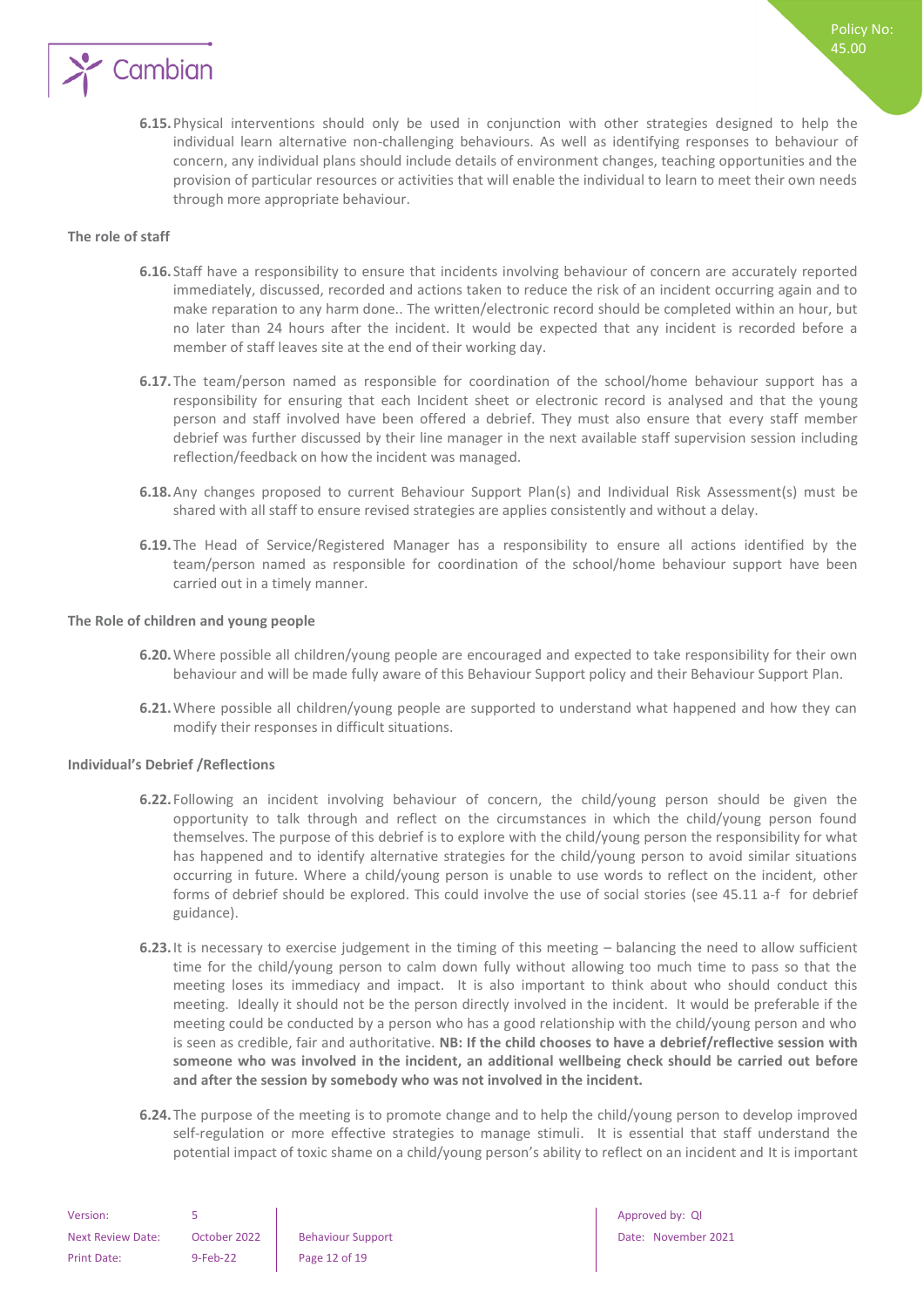**6.15.** Physical interventions should only be used in conjunction with other strategies designed to help the individual learn alternative non-challenging behaviours. As well as identifying responses to behaviour of concern, any individual plans should include details of environment changes, teaching opportunities and the provision of particular resources or activities that will enable the individual to learn to meet their own needs through more appropriate behaviour.

**The role of staff**

**6.16.** Staff have a responsibility to ensure that incidents involving behaviour of concern are accurately reported immediately, discussed, recorded and actions taken to reduce the risk of an incident occurring again and to make reparation to any harm done.. The written/electronic record should be completed within an hour, but no later than 24 hours after the incident. It would be expected that any incident is recorded before a member of staff leaves site at the end of their working day.

**6.17.** The team/person named as responsible for coordination of the school/home behaviour support has a responsibility for ensuring that each Incident sheet or electronic record is analysed and that the young person and staff involved have been offered a debrief. They must also ensure that every staff member debrief was further discussed by their line manager in the next available staff supervision session including reflection/feedback on how the incident was managed.

**6.18.** Any changes proposed to current Behaviour Support Plan(s) and Individual Risk Assessment(s) must be shared with all staff to ensure revised strategies are applies consistently and without a delay.

**6.19.** The Head of Service/Registered Manager has a responsibility to ensure all actions identified by the team/person named as responsible for coordination of the school/home behaviour support have been carried out in a timely manner.

**The Role of children and young people**

**6.20.** Where possible all children/young people are encouraged and expected to take responsibility for their own behaviour and will be made fully aware of this Behaviour Support policy and their Behaviour Support Plan.

**6.21.** Where possible all children/young people are supported to understand what happened and how they can modify their responses in difficult situations.

**Individual's Debrief /Reflections**

**6.22.** Following an incident involving behaviour of concern, the child/young person should be given the opportunity to talk through and reflect on the circumstances in which the child/young person found themselves. The purpose of this debrief is to explore with the child/young person the responsibility for what has happened and to identify alternative strategies for the child/young person to avoid similar situations occurring in future. Where a child/young person is unable to use words to reflect on the incident, other forms of debrief should be explored. This could involve the use of social stories (see 45.11 a-f for debrief guidance).

**6.23.** It is necessary to exercise judgement in the timing of this meeting – balancing the need to allow sufficient time for the child/young person to calm down fully without allowing too much time to pass so that the meeting loses its immediacy and impact. It is also important to think about who should conduct this meeting. Ideally it should not be the person directly involved in the incident. It would be preferable if the meeting could be conducted by a person who has a good relationship with the child/young person and who is seen as credible, fair and authoritative. **NB: If the child chooses to have a debrief/reflective session with someone who was involved in the incident, an additional wellbeing check should be carried out before and after the session by somebody who was not involved in the incident.**

**6.24.** The purpose of the meeting is to promote change and to help the child/young person to develop improved self-regulation or more effective strategies to manage stimuli. It is essential that staff understand the potential impact of toxic shame on a child/young person's ability to reflect on an incident and It is important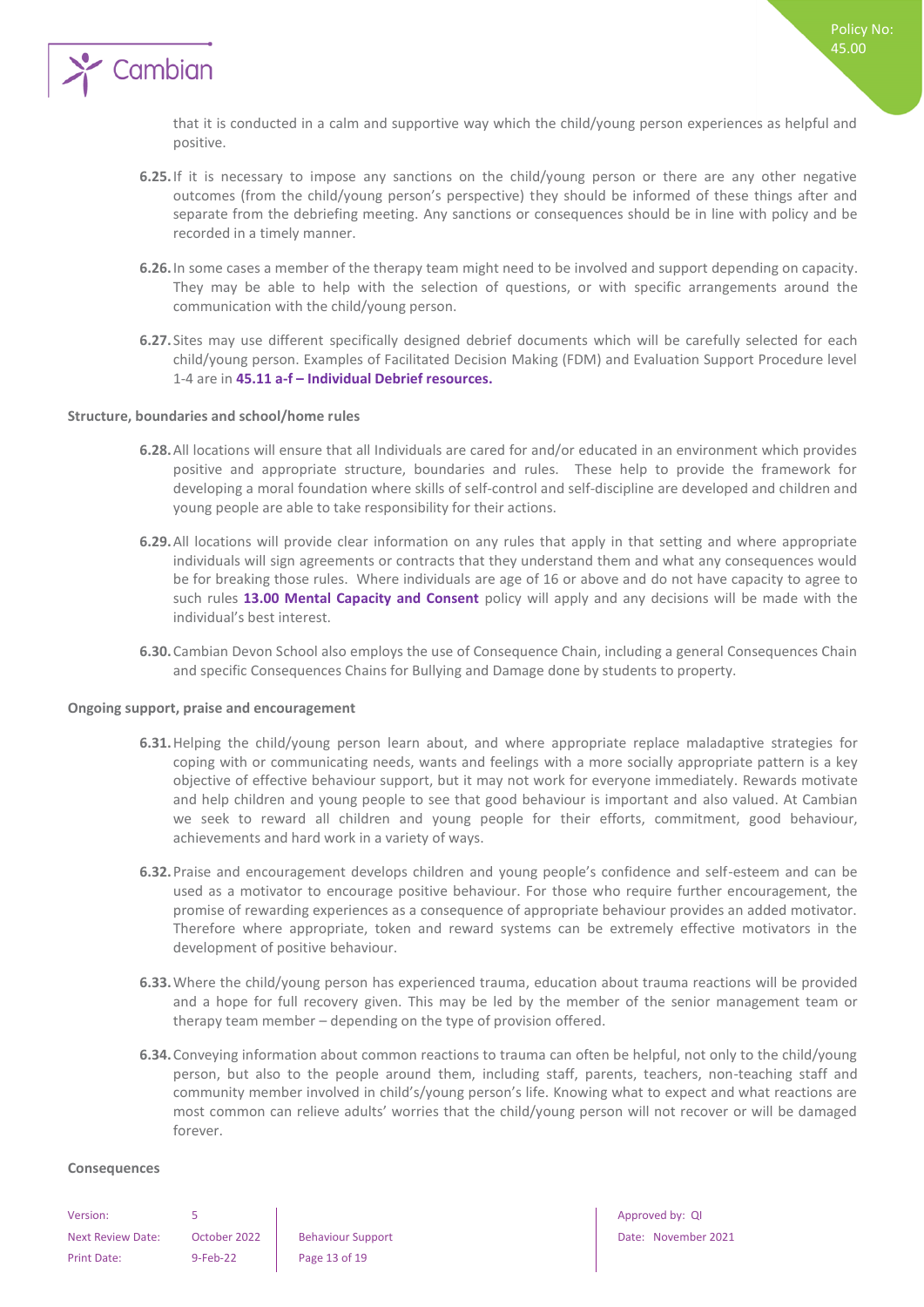that it is conducted in a calm and supportive way which the child/young person experiences as helpful and positive.

**6.25.** If it is necessary to impose any sanctions on the child/young person or there are any other negative outcomes (from the child/young person's perspective) they should be informed of these things after and separate from the debriefing meeting. Any sanctions or consequences should be in line with policy and be recorded in a timely manner.

**6.26.** In some cases a member of the therapy team might need to be involved and support depending on capacity. They may be able to help with the selection of questions, or with specific arrangements around the communication with the child/young person.

**6.27.** Sites may use different specifically designed debrief documents which will be carefully selected for each child/young person. Examples of Facilitated Decision Making (FDM) and Evaluation Support Procedure level 1-4 are in **45.11 a-f – Individual Debrief resources.**

**Structure, boundaries and school/home rules**

**6.28.** All locations will ensure that all Individuals are cared for and/or educated in an environment which provides positive and appropriate structure, boundaries and rules. These help to provide the framework for developing a moral foundation where skills of self-control and self-discipline are developed and children and young people are able to take responsibility for their actions.

**6.29.** All locations will provide clear information on any rules that apply in that setting and where appropriate individuals will sign agreements or contracts that they understand them and what any consequences would be for breaking those rules. Where individuals are age of 16 or above and do not have capacity to agree to such rules **13.00 Mental Capacity and Consent** policy will apply and any decisions will be made with the individual's best interest.

**6.30.** Cambian Devon School also employs the use of Consequence Chain, including a general Consequences Chain and specific Consequences Chains for Bullying and Damage done by students to property.

**Ongoing support, praise and encouragement**

**6.31.** Helping the child/young person learn about, and where appropriate replace maladaptive strategies for coping with or communicating needs, wants and feelings with a more socially appropriate pattern is a key objective of effective behaviour support, but it may not work for everyone immediately. Rewards motivate and help children and young people to see that good behaviour is important and also valued. At Cambian we seek to reward all children and young people for their efforts, commitment, good behaviour, achievements and hard work in a variety of ways.

**6.32.** Praise and encouragement develops children and young people's confidence and self-esteem and can be used as a motivator to encourage positive behaviour. For those who require further encouragement, the promise of rewarding experiences as a consequence of appropriate behaviour provides an added motivator. Therefore where appropriate, token and reward systems can be extremely effective motivators in the development of positive behaviour.

**6.33.** Where the child/young person has experienced trauma, education about trauma reactions will be provided and a hope for full recovery given. This may be led by the member of the senior management team or therapy team member – depending on the type of provision offered.

**6.34.** Conveying information about common reactions to trauma can often be helpful, not only to the child/young person, but also to the people around them, including staff, parents, teachers, non-teaching staff and community member involved in child's/young person's life. Knowing what to expect and what reactions are most common can relieve adults' worries that the child/young person will not recover or will be damaged forever.

**Consequences**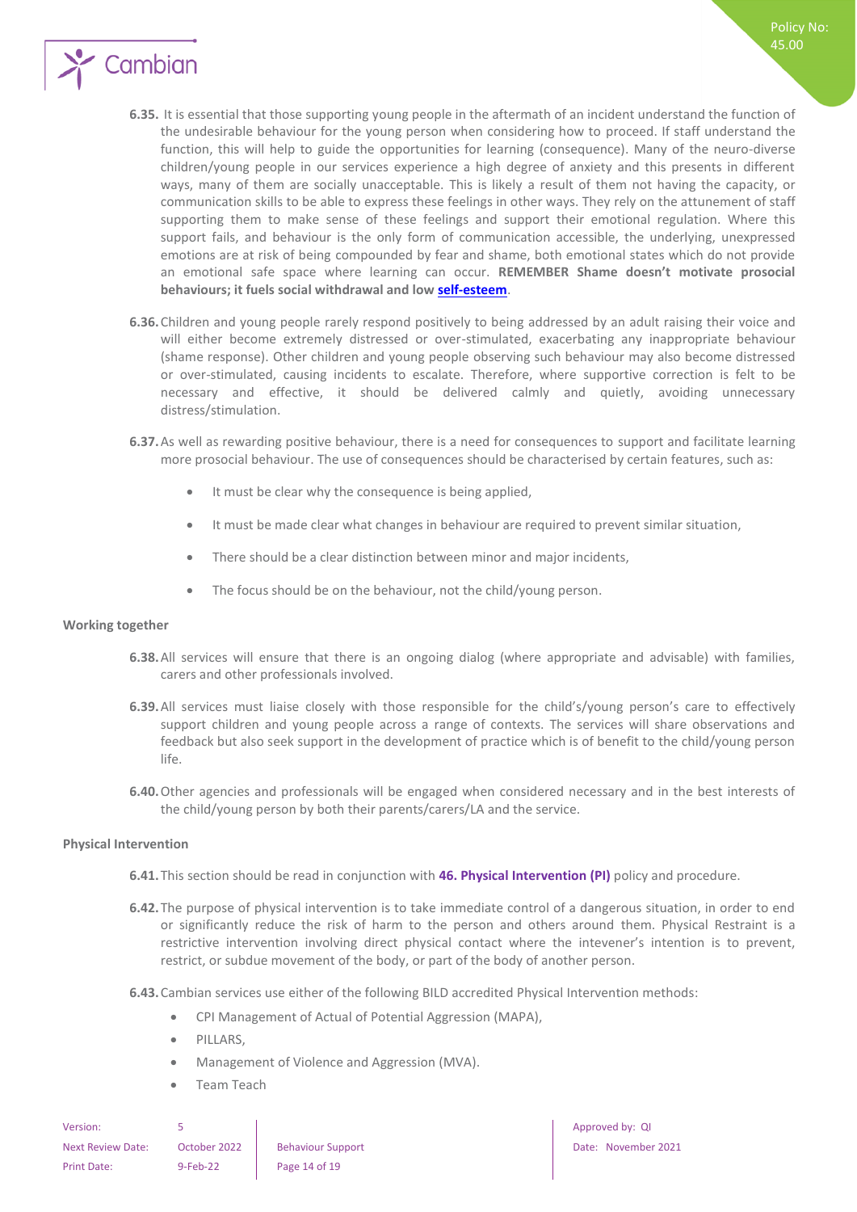**6.35.** It is essential that those supporting young people in the aftermath of an incident understand the function of the undesirable behaviour for the young person when considering how to proceed. If staff understand the function, this will help to guide the opportunities for learning (consequence). Many of the neuro-diverse children/young people in our services experience a high degree of anxiety and this presents in different ways, many of them are socially unacceptable. This is likely a result of them not having the capacity, or communication skills to be able to express these feelings in other ways. They rely on the attunement of staff supporting them to make sense of these feelings and support their emotional regulation. Where this support fails, and behaviour is the only form of communication accessible, the underlying, unexpressed emotions are at risk of being compounded by fear and shame, both emotional states which do not provide an emotional safe space where learning can occur. **REMEMBER Shame doesn't motivate prosocial behaviours; it fuels social withdrawal and low self-esteem**.

**6.36.** Children and young people rarely respond positively to being addressed by an adult raising their voice and will either become extremely distressed or over-stimulated, exacerbating any inappropriate behaviour (shame response). Other children and young people observing such behaviour may also become distressed or over-stimulated, causing incidents to escalate. Therefore, where supportive correction is felt to be necessary and effective, it should be delivered calmly and quietly, avoiding unnecessary distress/stimulation.

**6.37.** As well as rewarding positive behaviour, there is a need for consequences to support and facilitate learning more prosocial behaviour. The use of consequences should be characterised by certain features, such as:

- It must be clear why the consequence is being applied,
- It must be made clear what changes in behaviour are required to prevent similar situation,
- There should be a clear distinction between minor and major incidents,
- The focus should be on the behaviour, not the child/young person.

### Working together

**6.38.** All services will ensure that there is an ongoing dialog (where appropriate and advisable) with families, carers and other professionals involved.

**6.39.** All services must liaise closely with those responsible for the child's/young person's care to effectively support children and young people across a range of contexts. The services will share observations and feedback but also seek support in the development of practice which is of benefit to the child/young person life.

**6.40.** Other agencies and professionals will be engaged when considered necessary and in the best interests of the child/young person by both their parents/carers/LA and the service.

### Physical Intervention

**6.41.** This section should be read in conjunction with **46. Physical Intervention (PI)** policy and procedure.

**6.42.** The purpose of physical intervention is to take immediate control of a dangerous situation, in order to end or significantly reduce the risk of harm to the person and others around them. Physical Restraint is a restrictive intervention involving direct physical contact where the intevener's intention is to prevent, restrict, or subdue movement of the body, or part of the body of another person.

**6.43.** Cambian services use either of the following BILD accredited Physical Intervention methods:

- CPI Management of Actual of Potential Aggression (MAPA),
- PILLARS,
- Management of Violence and Aggression (MVA).
- Team Teach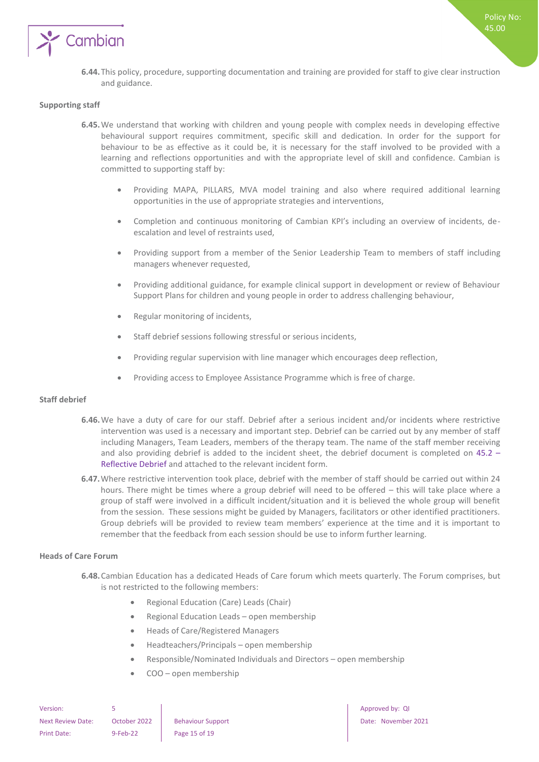**6.44.** This policy, procedure, supporting documentation and training are provided for staff to give clear instruction and guidance.

### Supporting staff

**6.45.** We understand that working with children and young people with complex needs in developing effective behavioural support requires commitment, specific skill and dedication. In order for the support for behaviour to be as effective as it could be, it is necessary for the staff involved to be provided with a learning and reflections opportunities and with the appropriate level of skill and confidence. Cambian is committed to supporting staff by:

- Providing MAPA, PILLARS, MVA model training and also where required additional learning opportunities in the use of appropriate strategies and interventions,
- Completion and continuous monitoring of Cambian KPI's including an overview of incidents, de-escalation and level of restraints used,
- Providing support from a member of the Senior Leadership Team to members of staff including managers whenever requested,
- Providing additional guidance, for example clinical support in development or review of Behaviour Support Plans for children and young people in order to address challenging behaviour,
- Regular monitoring of incidents,
- Staff debrief sessions following stressful or serious incidents,
- Providing regular supervision with line manager which encourages deep reflection,
- Providing access to Employee Assistance Programme which is free of charge.

### Staff debrief

**6.46.** We have a duty of care for our staff. Debrief after a serious incident and/or incidents where restrictive intervention was used is a necessary and important step. Debrief can be carried out by any member of staff including Managers, Team Leaders, members of the therapy team. The name of the staff member receiving and also providing debrief is added to the incident sheet, the debrief document is completed on 45.2 – Reflective Debrief and attached to the relevant incident form.

**6.47.** Where restrictive intervention took place, debrief with the member of staff should be carried out within 24 hours. There might be times where a group debrief will need to be offered – this will take place where a group of staff were involved in a difficult incident/situation and it is believed the whole group will benefit from the session. These sessions might be guided by Managers, facilitators or other identified practitioners. Group debriefs will be provided to review team members' experience at the time and it is important to remember that the feedback from each session should be use to inform further learning.

### Heads of Care Forum

**6.48.** Cambian Education has a dedicated Heads of Care forum which meets quarterly. The Forum comprises, but is not restricted to the following members:

- Regional Education (Care) Leads (Chair)
- Regional Education Leads – open membership
- Heads of Care/Registered Managers
- Headteachers/Principals – open membership
- Responsible/Nominated Individuals and Directors – open membership
- COO – open membership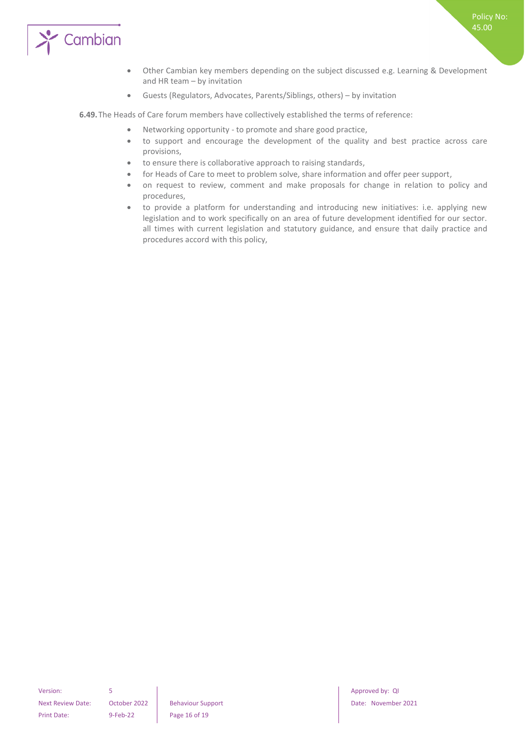- Other Cambian key members depending on the subject discussed e.g. Learning & Development and HR team – by invitation
- Guests (Regulators, Advocates, Parents/Siblings, others) – by invitation

**6.49.** The Heads of Care forum members have collectively established the terms of reference:

- Networking opportunity - to promote and share good practice,
- to support and encourage the development of the quality and best practice across care provisions,
- to ensure there is collaborative approach to raising standards,
- for Heads of Care to meet to problem solve, share information and offer peer support,
- on request to review, comment and make proposals for change in relation to policy and procedures,
- to provide a platform for understanding and introducing new initiatives: i.e. applying new legislation and to work specifically on an area of future development identified for our sector. all times with current legislation and statutory guidance, and ensure that daily practice and procedures accord with this policy,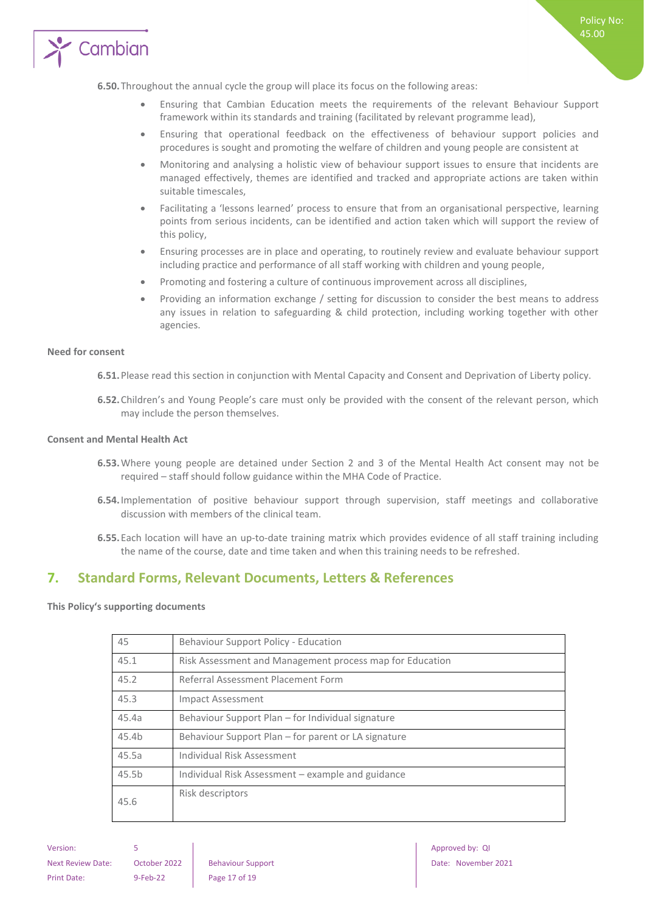**6.50.** Throughout the annual cycle the group will place its focus on the following areas:

- Ensuring that Cambian Education meets the requirements of the relevant Behaviour Support framework within its standards and training (facilitated by relevant programme lead),
- Ensuring that operational feedback on the effectiveness of behaviour support policies and procedures is sought and promoting the welfare of children and young people are consistent at
- Monitoring and analysing a holistic view of behaviour support issues to ensure that incidents are managed effectively, themes are identified and tracked and appropriate actions are taken within suitable timescales,
- Facilitating a 'lessons learned' process to ensure that from an organisational perspective, learning points from serious incidents, can be identified and action taken which will support the review of this policy,
- Ensuring processes are in place and operating, to routinely review and evaluate behaviour support including practice and performance of all staff working with children and young people,
- Promoting and fostering a culture of continuous improvement across all disciplines,
- Providing an information exchange / setting for discussion to consider the best means to address any issues in relation to safeguarding & child protection, including working together with other agencies.

**Need for consent**

**6.51.** Please read this section in conjunction with Mental Capacity and Consent and Deprivation of Liberty policy.

**6.52.** Children's and Young People's care must only be provided with the consent of the relevant person, which may include the person themselves.

**Consent and Mental Health Act**

**6.53.** Where young people are detained under Section 2 and 3 of the Mental Health Act consent may not be required – staff should follow guidance within the MHA Code of Practice.

**6.54.** Implementation of positive behaviour support through supervision, staff meetings and collaborative discussion with members of the clinical team.

**6.55.** Each location will have an up-to-date training matrix which provides evidence of all staff training including the name of the course, date and time taken and when this training needs to be refreshed.

## 7. Standard Forms, Relevant Documents, Letters & References

**This Policy's supporting documents**

| | |
|---|---|
| 45 | Behaviour Support Policy - Education |
| 45.1 | Risk Assessment and Management process map for Education |
| 45.2 | Referral Assessment Placement Form |
| 45.3 | Impact Assessment |
| 45.4a | Behaviour Support Plan – for Individual signature |
| 45.4b | Behaviour Support Plan – for parent or LA signature |
| 45.5a | Individual Risk Assessment |
| 45.5b | Individual Risk Assessment – example and guidance |
| 45.6 | Risk descriptors |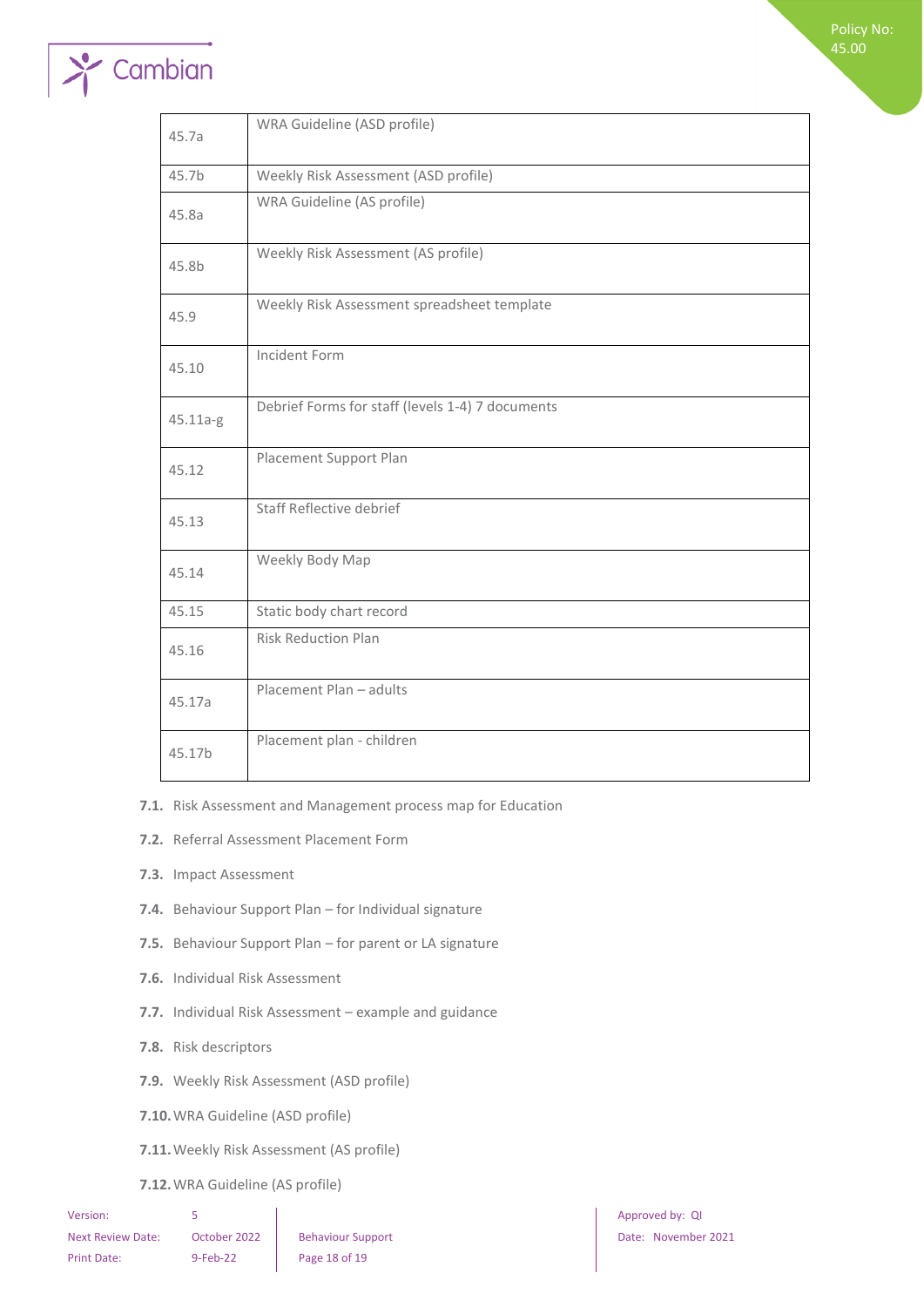| | |
|---|---|
| 45.7a | WRA Guideline (ASD profile) |
| 45.7b | Weekly Risk Assessment (ASD profile) |
| 45.8a | WRA Guideline (AS profile) |
| 45.8b | Weekly Risk Assessment (AS profile) |
| 45.9 | Weekly Risk Assessment spreadsheet template |
| 45.10 | Incident Form |
| 45.11a-g | Debrief Forms for staff (levels 1-4) 7 documents |
| 45.12 | Placement Support Plan |
| 45.13 | Staff Reflective debrief |
| 45.14 | Weekly Body Map |
| 45.15 | Static body chart record |
| 45.16 | Risk Reduction Plan |
| 45.17a | Placement Plan – adults |
| 45.17b | Placement plan - children |

**7.1.** Risk Assessment and Management process map for Education

**7.2.** Referral Assessment Placement Form

**7.3.** Impact Assessment

**7.4.** Behaviour Support Plan – for Individual signature

**7.5.** Behaviour Support Plan – for parent or LA signature

**7.6.** Individual Risk Assessment

**7.7.** Individual Risk Assessment – example and guidance

**7.8.** Risk descriptors

**7.9.** Weekly Risk Assessment (ASD profile)

**7.10.** WRA Guideline (ASD profile)

**7.11.** Weekly Risk Assessment (AS profile)

**7.12.** WRA Guideline (AS profile)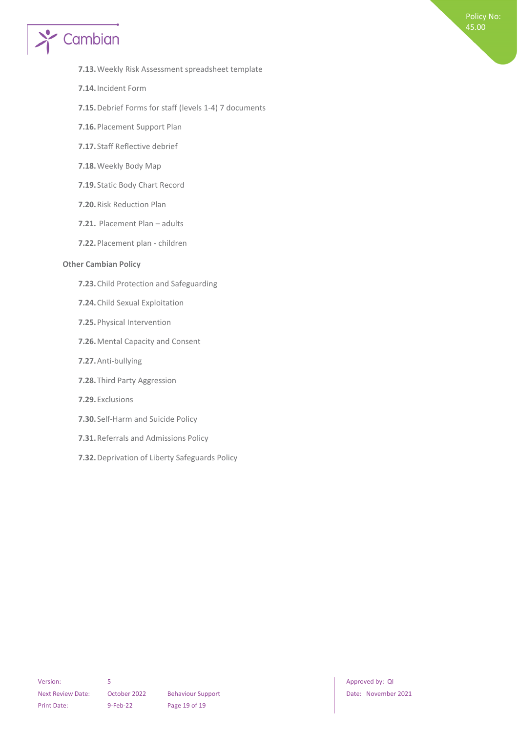- **7.13.** Weekly Risk Assessment spreadsheet template
- **7.14.** Incident Form
- **7.15.** Debrief Forms for staff (levels 1-4) 7 documents
- **7.16.** Placement Support Plan
- **7.17.** Staff Reflective debrief
- **7.18.** Weekly Body Map
- **7.19.** Static Body Chart Record
- **7.20.** Risk Reduction Plan
- **7.21.** Placement Plan – adults
- **7.22.** Placement plan - children

**Other Cambian Policy**

- **7.23.** Child Protection and Safeguarding
- **7.24.** Child Sexual Exploitation
- **7.25.** Physical Intervention
- **7.26.** Mental Capacity and Consent
- **7.27.** Anti-bullying
- **7.28.** Third Party Aggression
- **7.29.** Exclusions
- **7.30.** Self-Harm and Suicide Policy
- **7.31.** Referrals and Admissions Policy
- **7.32.** Deprivation of Liberty Safeguards Policy